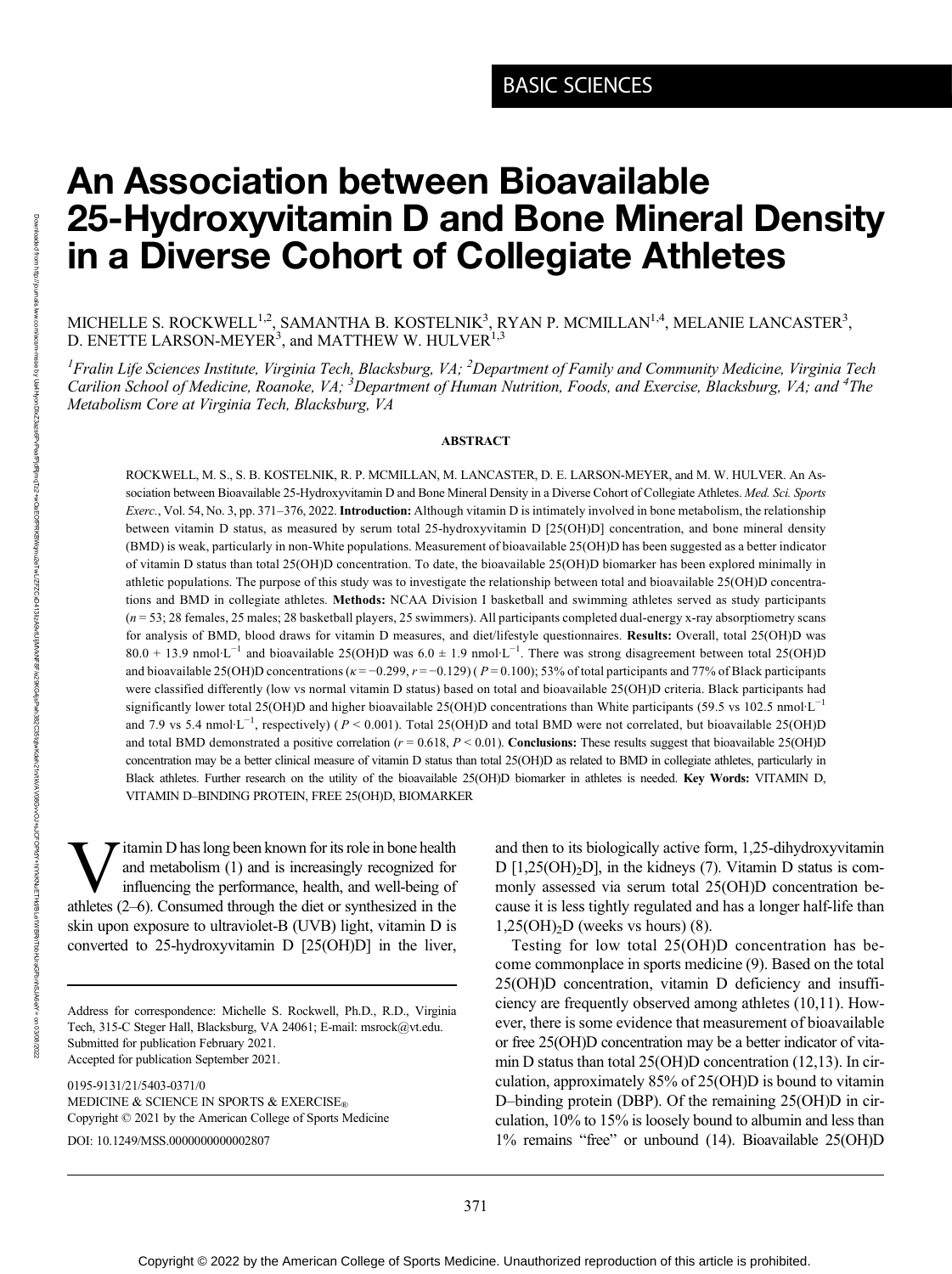BASIC SCIENCES

# An Association between Bioavailable 25-Hydroxyvitamin D and Bone Mineral Density in a Diverse Cohort of Collegiate Athletes

MICHELLE S. ROCKWELL[1,2], SAMANTHA B. KOSTELNIK[3], RYAN P. MCMILLAN[1,4], MELANIE LANCASTER[3], D. ENETTE LARSON-MEYER[3], and MATTHEW W. HULVER[1,3]

*[1]Fralin Life Sciences Institute, Virginia Tech, Blacksburg, VA; [2]Department of Family and Community Medicine, Virginia Tech Carilion School of Medicine, Roanoke, VA; [3]Department of Human Nutrition, Foods, and Exercise, Blacksburg, VA; and [4]The Metabolism Core at Virginia Tech, Blacksburg, VA*

## ABSTRACT

ROCKWELL, M. S., S. B. KOSTELNIK, R. P. MCMILLAN, M. LANCASTER, D. E. LARSON-MEYER, and M. W. HULVER. An Association between Bioavailable 25-Hydroxyvitamin D and Bone Mineral Density in a Diverse Cohort of Collegiate Athletes. *Med. Sci. Sports Exerc.*, Vol. 54, No. 3, pp. 371–376, 2022. **Introduction:** Although vitamin D is intimately involved in bone metabolism, the relationship between vitamin D status, as measured by serum total 25-hydroxyvitamin D [25(OH)D] concentration, and bone mineral density (BMD) is weak, particularly in non-White populations. Measurement of bioavailable 25(OH)D has been suggested as a better indicator of vitamin D status than total 25(OH)D concentration. To date, the bioavailable 25(OH)D biomarker has been explored minimally in athletic populations. The purpose of this study was to investigate the relationship between total and bioavailable 25(OH)D concentrations and BMD in collegiate athletes. **Methods:** NCAA Division I basketball and swimming athletes served as study participants ($n = 53$; 28 females, 25 males; 28 basketball players, 25 swimmers). All participants completed dual-energy x-ray absorptiometry scans for analysis of BMD, blood draws for vitamin D measures, and diet/lifestyle questionnaires. **Results:** Overall, total 25(OH)D was $80.0 + 13.9$ nmol·L$^{-1}$ and bioavailable 25(OH)D was $6.0 \pm 1.9$ nmol·L$^{-1}$. There was strong disagreement between total 25(OH)D and bioavailable 25(OH)D concentrations ($\kappa = -0.299$, $r = -0.129$) ($P = 0.100$); 53% of total participants and 77% of Black participants were classified differently (low vs normal vitamin D status) based on total and bioavailable 25(OH)D criteria. Black participants had significantly lower total 25(OH)D and higher bioavailable 25(OH)D concentrations than White participants (59.5 vs 102.5 nmol·L$^{-1}$ and 7.9 vs 5.4 nmol·L$^{-1}$, respectively) ($P < 0.001$). Total 25(OH)D and total BMD were not correlated, but bioavailable 25(OH)D and total BMD demonstrated a positive correlation ($r = 0.618$, $P < 0.01$). **Conclusions:** These results suggest that bioavailable 25(OH)D concentration may be a better clinical measure of vitamin D status than total 25(OH)D as related to BMD in collegiate athletes, particularly in Black athletes. Further research on the utility of the bioavailable 25(OH)D biomarker in athletes is needed. **Key Words:** VITAMIN D, VITAMIN D–BINDING PROTEIN, FREE 25(OH)D, BIOMARKER

Vitamin D has long been known for its role in bone health and metabolism (1) and is increasingly recognized for influencing the performance, health, and well-being of athletes (2–6). Consumed through the diet or synthesized in the skin upon exposure to ultraviolet-B (UVB) light, vitamin D is converted to 25-hydroxyvitamin D [25(OH)D] in the liver, and then to its biologically active form, 1,25-dihydroxyvitamin D [$1,25(OH)_2D$], in the kidneys (7). Vitamin D status is commonly assessed via serum total 25(OH)D concentration because it is less tightly regulated and has a longer half-life than $1,25(OH)_2D$ (weeks vs hours) (8).

Testing for low total 25(OH)D concentration has become commonplace in sports medicine (9). Based on the total 25(OH)D concentration, vitamin D deficiency and insufficiency are frequently observed among athletes (10,11). However, there is some evidence that measurement of bioavailable or free 25(OH)D concentration may be a better indicator of vitamin D status than total 25(OH)D concentration (12,13). In circulation, approximately 85% of 25(OH)D is bound to vitamin D–binding protein (DBP). Of the remaining 25(OH)D in circulation, 10% to 15% is loosely bound to albumin and less than 1% remains "free" or unbound (14). Bioavailable 25(OH)D

Address for correspondence: Michelle S. Rockwell, Ph.D., R.D., Virginia Tech, 315-C Steger Hall, Blacksburg, VA 24061; E-mail: msrock@vt.edu.
Submitted for publication February 2021.
Accepted for publication September 2021.

0195-9131/21/5403-0371/0
MEDICINE & SCIENCE IN SPORTS & EXERCISE®
Copyright © 2021 by the American College of Sports Medicine
DOI: 10.1249/MSS.0000000000002807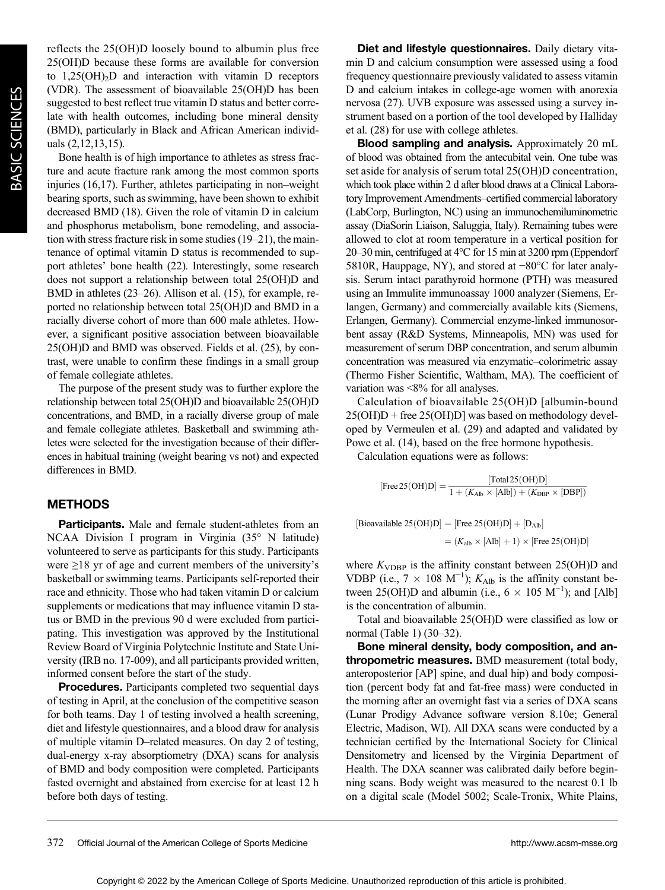reflects the 25(OH)D loosely bound to albumin plus free 25(OH)D because these forms are available for conversion to $1,25(OH)_2D$ and interaction with vitamin D receptors (VDR). The assessment of bioavailable 25(OH)D has been suggested to best reflect true vitamin D status and better correlate with health outcomes, including bone mineral density (BMD), particularly in Black and African American individuals (2,12,13,15).

Bone health is of high importance to athletes as stress fracture and acute fracture rank among the most common sports injuries (16,17). Further, athletes participating in non–weight bearing sports, such as swimming, have been shown to exhibit decreased BMD (18). Given the role of vitamin D in calcium and phosphorus metabolism, bone remodeling, and association with stress fracture risk in some studies (19–21), the maintenance of optimal vitamin D status is recommended to support athletes' bone health (22). Interestingly, some research does not support a relationship between total 25(OH)D and BMD in athletes (23–26). Allison et al. (15), for example, reported no relationship between total 25(OH)D and BMD in a racially diverse cohort of more than 600 male athletes. However, a significant positive association between bioavailable 25(OH)D and BMD was observed. Fields et al. (25), by contrast, were unable to confirm these findings in a small group of female collegiate athletes.

The purpose of the present study was to further explore the relationship between total 25(OH)D and bioavailable 25(OH)D concentrations, and BMD, in a racially diverse group of male and female collegiate athletes. Basketball and swimming athletes were selected for the investigation because of their differences in habitual training (weight bearing vs not) and expected differences in BMD.

## METHODS

**Participants.** Male and female student-athletes from an NCAA Division I program in Virginia (35° N latitude) volunteered to serve as participants for this study. Participants were ≥18 yr of age and current members of the university's basketball or swimming teams. Participants self-reported their race and ethnicity. Those who had taken vitamin D or calcium supplements or medications that may influence vitamin D status or BMD in the previous 90 d were excluded from participating. This investigation was approved by the Institutional Review Board of Virginia Polytechnic Institute and State University (IRB no. 17-009), and all participants provided written, informed consent before the start of the study.

**Procedures.** Participants completed two sequential days of testing in April, at the conclusion of the competitive season for both teams. Day 1 of testing involved a health screening, diet and lifestyle questionnaires, and a blood draw for analysis of multiple vitamin D–related measures. On day 2 of testing, dual-energy x-ray absorptiometry (DXA) scans for analysis of BMD and body composition were completed. Participants fasted overnight and abstained from exercise for at least 12 h before both days of testing.

**Diet and lifestyle questionnaires.** Daily dietary vitamin D and calcium consumption were assessed using a food frequency questionnaire previously validated to assess vitamin D and calcium intakes in college-age women with anorexia nervosa (27). UVB exposure was assessed using a survey instrument based on a portion of the tool developed by Halliday et al. (28) for use with college athletes.

**Blood sampling and analysis.** Approximately 20 mL of blood was obtained from the antecubital vein. One tube was set aside for analysis of serum total 25(OH)D concentration, which took place within 2 d after blood draws at a Clinical Laboratory Improvement Amendments–certified commercial laboratory (LabCorp, Burlington, NC) using an immunochemiluminometric assay (DiaSorin Liaison, Saluggia, Italy). Remaining tubes were allowed to clot at room temperature in a vertical position for 20–30 min, centrifuged at 4°C for 15 min at 3200 rpm (Eppendorf 5810R, Hauppage, NY), and stored at −80°C for later analysis. Serum intact parathyroid hormone (PTH) was measured using an Immulite immunoassay 1000 analyzer (Siemens, Erlangen, Germany) and commercially available kits (Siemens, Erlangen, Germany). Commercial enzyme-linked immunosorbent assay (R&D Systems, Minneapolis, MN) was used for measurement of serum DBP concentration, and serum albumin concentration was measured via enzymatic–colorimetric assay (Thermo Fisher Scientific, Waltham, MA). The coefficient of variation was <8% for all analyses.

Calculation of bioavailable 25(OH)D [albumin-bound 25(OH)D + free 25(OH)D] was based on methodology developed by Vermeulen et al. (29) and adapted and validated by Powe et al. (14), based on the free hormone hypothesis.

Calculation equations were as follows:

$$[\text{Free } 25(\text{OH})\text{D}] = \frac{[\text{Total } 25(\text{OH})\text{D}]}{1 + (K_{\text{Alb}} \times [\text{Alb}]) + (K_{\text{DBP}} \times [\text{DBP}])}$$

$$[\text{Bioavailable } 25(\text{OH})\text{D}] = [\text{Free } 25(\text{OH})\text{D}] + [\text{D}_{\text{Alb}}] = (K_{\text{alb}} \times [\text{Alb}] + 1) \times [\text{Free } 25(\text{OH})\text{D}]$$

where $K_{\text{VDBP}}$ is the affinity constant between 25(OH)D and VDBP (i.e., $7 \times 108\ \text{M}^{-1}$); $K_{\text{Alb}}$ is the affinity constant between 25(OH)D and albumin (i.e., $6 \times 105\ \text{M}^{-1}$); and [Alb] is the concentration of albumin.

Total and bioavailable 25(OH)D were classified as low or normal (Table 1) (30–32).

**Bone mineral density, body composition, and anthropometric measures.** BMD measurement (total body, anteroposterior [AP] spine, and dual hip) and body composition (percent body fat and fat-free mass) were conducted in the morning after an overnight fast via a series of DXA scans (Lunar Prodigy Advance software version 8.10e; General Electric, Madison, WI). All DXA scans were conducted by a technician certified by the International Society for Clinical Densitometry and licensed by the Virginia Department of Health. The DXA scanner was calibrated daily before beginning scans. Body weight was measured to the nearest 0.1 lb on a digital scale (Model 5002; Scale-Tronix, White Plains,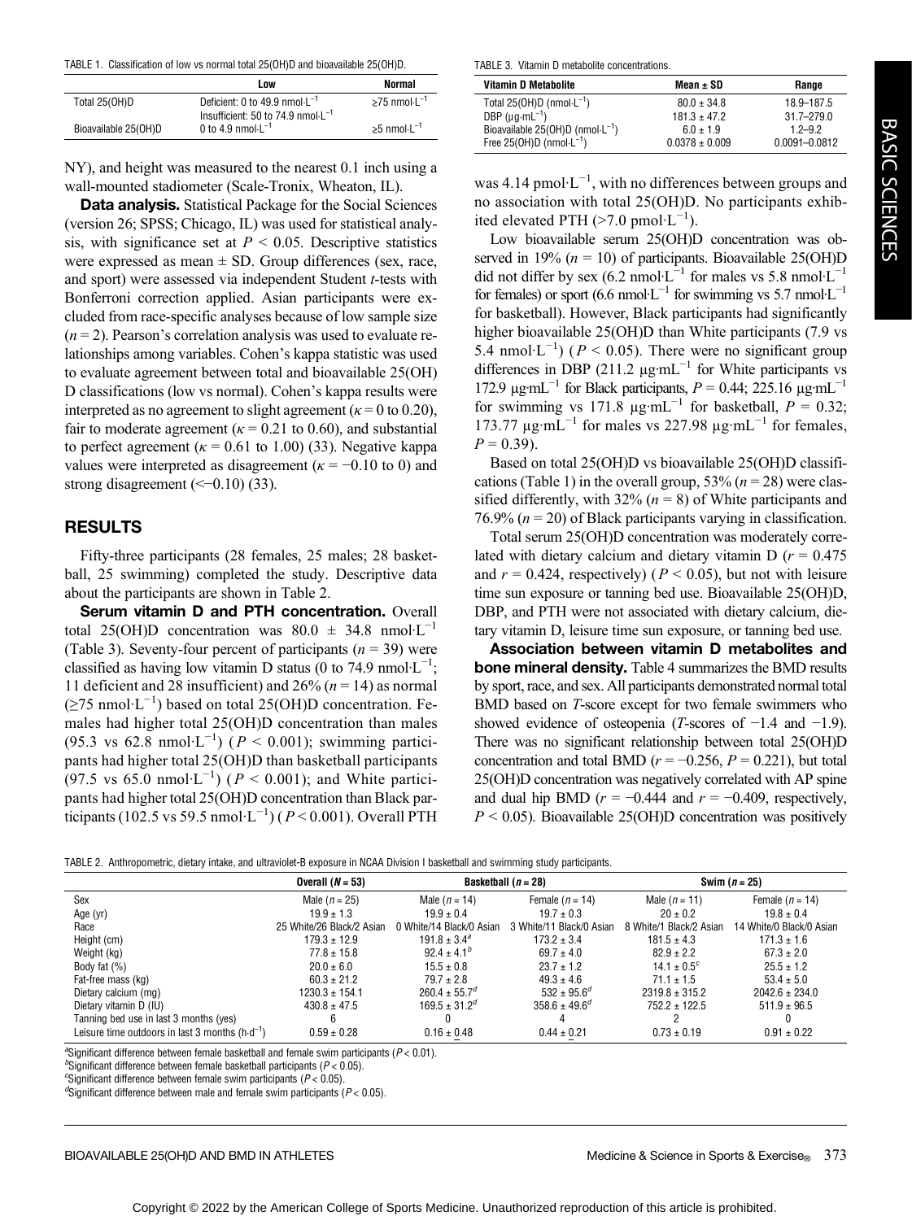TABLE 1. Classification of low vs normal total 25(OH)D and bioavailable 25(OH)D.

| | Low | Normal |
|---|---|---|
| Total 25(OH)D | Deficient: 0 to 49.9 $nmol·L^{-1}$ Insufficient: 50 to 74.9 $nmol·L^{-1}$ | ≥75 $nmol·L^{-1}$ |
| Bioavailable 25(OH)D | 0 to 4.9 $nmol·L^{-1}$ | ≥5 $nmol·L^{-1}$ |

NY), and height was measured to the nearest 0.1 inch using a wall-mounted stadiometer (Scale-Tronix, Wheaton, IL).

**Data analysis.** Statistical Package for the Social Sciences (version 26; SPSS; Chicago, IL) was used for statistical analysis, with significance set at $P < 0.05$. Descriptive statistics were expressed as mean ± SD. Group differences (sex, race, and sport) were assessed via independent Student *t*-tests with Bonferroni correction applied. Asian participants were excluded from race-specific analyses because of low sample size ($n = 2$). Pearson's correlation analysis was used to evaluate relationships among variables. Cohen's kappa statistic was used to evaluate agreement between total and bioavailable 25(OH)D classifications (low vs normal). Cohen's kappa results were interpreted as no agreement to slight agreement ($\kappa = 0$ to 0.20), fair to moderate agreement ($\kappa = 0.21$ to 0.60), and substantial to perfect agreement ($\kappa = 0.61$ to 1.00) (33). Negative kappa values were interpreted as disagreement ($\kappa = -0.10$ to 0) and strong disagreement (<−0.10) (33).

## RESULTS

Fifty-three participants (28 females, 25 males; 28 basketball, 25 swimming) completed the study. Descriptive data about the participants are shown in Table 2.

**Serum vitamin D and PTH concentration.** Overall total 25(OH)D concentration was 80.0 ± 34.8 $nmol·L^{-1}$ (Table 3). Seventy-four percent of participants ($n = 39$) were classified as having low vitamin D status (0 to 74.9 $nmol·L^{-1}$; 11 deficient and 28 insufficient) and 26% ($n = 14$) as normal (≥75 $nmol·L^{-1}$) based on total 25(OH)D concentration. Females had higher total 25(OH)D concentration than males (95.3 vs 62.8 $nmol·L^{-1}$) ($P < 0.001$); swimming participants had higher total 25(OH)D than basketball participants (97.5 vs 65.0 $nmol·L^{-1}$) ($P < 0.001$); and White participants had higher total 25(OH)D concentration than Black participants (102.5 vs 59.5 $nmol·L^{-1}$) ($P < 0.001$). Overall PTH

TABLE 3. Vitamin D metabolite concentrations.

| Vitamin D Metabolite | Mean ± SD | Range |
|---|---|---|
| Total 25(OH)D ($nmol·L^{-1}$) | 80.0 ± 34.8 | 18.9–187.5 |
| DBP ($\mu g·mL^{-1}$) | 181.3 ± 47.2 | 31.7–279.0 |
| Bioavailable 25(OH)D ($nmol·L^{-1}$) | 6.0 ± 1.9 | 1.2–9.2 |
| Free 25(OH)D ($nmol·L^{-1}$) | 0.0378 ± 0.009 | 0.0091–0.0812 |

was 4.14 $pmol·L^{-1}$, with no differences between groups and no association with total 25(OH)D. No participants exhibited elevated PTH (>7.0 $pmol·L^{-1}$).

Low bioavailable serum 25(OH)D concentration was observed in 19% ($n = 10$) of participants. Bioavailable 25(OH)D did not differ by sex (6.2 $nmol·L^{-1}$ for males vs 5.8 $nmol·L^{-1}$ for females) or sport (6.6 $nmol·L^{-1}$ for swimming vs 5.7 $nmol·L^{-1}$ for basketball). However, Black participants had significantly higher bioavailable 25(OH)D than White participants (7.9 vs 5.4 $nmol·L^{-1}$) ($P < 0.05$). There were no significant group differences in DBP (211.2 $\mu g·mL^{-1}$ for White participants vs 172.9 $\mu g·mL^{-1}$ for Black participants, $P = 0.44$; 225.16 $\mu g·mL^{-1}$ for swimming vs 171.8 $\mu g·mL^{-1}$ for basketball, $P = 0.32$; 173.77 $\mu g·mL^{-1}$ for males vs 227.98 $\mu g·mL^{-1}$ for females, $P = 0.39$).

Based on total 25(OH)D vs bioavailable 25(OH)D classifications (Table 1) in the overall group, 53% ($n = 28$) were classified differently, with 32% ($n = 8$) of White participants and 76.9% ($n = 20$) of Black participants varying in classification.

Total serum 25(OH)D concentration was moderately correlated with dietary calcium and dietary vitamin D ($r = 0.475$ and $r = 0.424$, respectively) ($P < 0.05$), but not with leisure time sun exposure or tanning bed use. Bioavailable 25(OH)D, DBP, and PTH were not associated with dietary calcium, dietary vitamin D, leisure time sun exposure, or tanning bed use.

**Association between vitamin D metabolites and bone mineral density.** Table 4 summarizes the BMD results by sport, race, and sex. All participants demonstrated normal total BMD based on *T*-score except for two female swimmers who showed evidence of osteopenia (*T*-scores of −1.4 and −1.9). There was no significant relationship between total 25(OH)D concentration and total BMD ($r = -0.256$, $P = 0.221$), but total 25(OH)D concentration was negatively correlated with AP spine and dual hip BMD ($r = -0.444$ and $r = -0.409$, respectively, $P < 0.05$). Bioavailable 25(OH)D concentration was positively

TABLE 2. Anthropometric, dietary intake, and ultraviolet-B exposure in NCAA Division I basketball and swimming study participants.

| | Overall ($N = 53$) | Basketball ($n = 28$) | | Swim ($n = 25$) | |
|---|---|---|---|---|---|
| Sex | Male ($n = 25$) | Male ($n = 14$) | Female ($n = 14$) | Male ($n = 11$) | Female ($n = 14$) |
| Age (yr) | 19.9 ± 1.3 | 19.9 ± 0.4 | 19.7 ± 0.3 | 20 ± 0.2 | 19.8 ± 0.4 |
| Race | 25 White/26 Black/2 Asian | 0 White/14 Black/0 Asian | 3 White/11 Black/0 Asian | 8 White/1 Black/2 Asian | 14 White/0 Black/0 Asian |
| Height (cm) | 179.3 ± 12.9 | 191.8 ± 3.4[a] | 173.2 ± 3.4 | 181.5 ± 4.3 | 171.3 ± 1.6 |
| Weight (kg) | 77.8 ± 15.8 | 92.4 ± 4.1[b] | 69.7 ± 4.0 | 82.9 ± 2.2 | 67.3 ± 2.0 |
| Body fat (%) | 20.0 ± 6.0 | 15.5 ± 0.8 | 23.7 ± 1.2 | 14.1 ± 0.5[c] | 25.5 ± 1.2 |
| Fat-free mass (kg) | 60.3 ± 21.2 | 79.7 ± 2.8 | 49.3 ± 4.6 | 71.1 ± 1.5 | 53.4 ± 5.0 |
| Dietary calcium (mg) | 1230.3 ± 154.1 | 260.4 ± 55.7[d] | 532 ± 95.6[d] | 2319.8 ± 315.2 | 2042.6 ± 234.0 |
| Dietary vitamin D (IU) | 430.8 ± 47.5 | 169.5 ± 31.2[d] | 358.6 ± 49.6[d] | 752.2 ± 122.5 | 511.9 ± 96.5 |
| Tanning bed use in last 3 months (yes) | 6 | 0 | 4 | 2 | 0 |
| Leisure time outdoors in last 3 months ($h·d^{-1}$) | 0.59 ± 0.28 | 0.16 ± 0.48 | 0.44 ± 0.21 | 0.73 ± 0.19 | 0.91 ± 0.22 |

[a]Significant difference between female basketball and female swim participants ($P < 0.01$).
[b]Significant difference between female basketball participants ($P < 0.05$).
[c]Significant difference between female swim participants ($P < 0.05$).
[d]Significant difference between male and female swim participants ($P < 0.05$).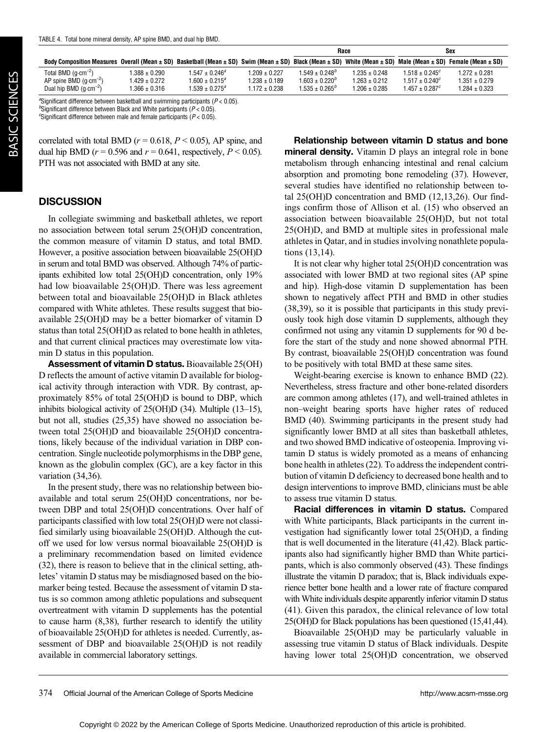TABLE 4. Total bone mineral density, AP spine BMD, and dual hip BMD.

| Body Composition Measures | Overall (Mean ± SD) | Basketball (Mean ± SD) | Swim (Mean ± SD) | Race | | Sex | |
|---|---|---|---|---|---|---|---|
| | | | | Black (Mean ± SD) | White (Mean ± SD) | Male (Mean ± SD) | Female (Mean ± SD) |
| Total BMD ($g \cdot cm^{-2}$) | 1.388 ± 0.290 | 1.547 ± 0.246[a] | 1.209 ± 0.227 | 1.549 ± 0.248[b] | 1.235 ± 0.248 | 1.518 ± 0.245[c] | 1.272 ± 0.281 |
| AP spine BMD ($g \cdot cm^{-2}$) | 1.429 ± 0.272 | 1.600 ± 0.215[a] | 1.238 ± 0.189 | 1.603 ± 0.220[b] | 1.263 ± 0.212 | 1.517 ± 0.240[c] | 1.351 ± 0.279 |
| Dual hip BMD ($g \cdot cm^{-2}$) | 1.366 ± 0.316 | 1.539 ± 0.275[a] | 1.172 ± 0.238 | 1.535 ± 0.265[b] | 1.206 ± 0.285 | 1.457 ± 0.287[c] | 1.284 ± 0.323 |

[a]Significant difference between basketball and swimming participants ($P < 0.05$).
[b]Significant difference between Black and White participants ($P < 0.05$).
[c]Significant difference between male and female participants ($P < 0.05$).

correlated with total BMD ($r = 0.618$, $P < 0.05$), AP spine, and dual hip BMD ($r = 0.596$ and $r = 0.641$, respectively, $P < 0.05$). PTH was not associated with BMD at any site.

## DISCUSSION

In collegiate swimming and basketball athletes, we report no association between total serum 25(OH)D concentration, the common measure of vitamin D status, and total BMD. However, a positive association between bioavailable 25(OH)D in serum and total BMD was observed. Although 74% of participants exhibited low total 25(OH)D concentration, only 19% had low bioavailable 25(OH)D. There was less agreement between total and bioavailable 25(OH)D in Black athletes compared with White athletes. These results suggest that bioavailable 25(OH)D may be a better biomarker of vitamin D status than total 25(OH)D as related to bone health in athletes, and that current clinical practices may overestimate low vitamin D status in this population.

**Assessment of vitamin D status.** Bioavailable 25(OH)D reflects the amount of active vitamin D available for biological activity through interaction with VDR. By contrast, approximately 85% of total 25(OH)D is bound to DBP, which inhibits biological activity of 25(OH)D (34). Multiple (13–15), but not all, studies (25,35) have showed no association between total 25(OH)D and bioavailable 25(OH)D concentrations, likely because of the individual variation in the DBP concentration. Single nucleotide polymorphisms in the DBP gene, known as the globulin complex (GC), are a key factor in this variation (34,36).

In the present study, there was no relationship between bioavailable and total serum 25(OH)D concentrations, nor between DBP and total 25(OH)D concentrations. Over half of participants classified with low total 25(OH)D were not classified similarly using bioavailable 25(OH)D. Although the cutoff we used for low versus normal bioavailable 25(OH)D is a preliminary recommendation based on limited evidence (32), there is reason to believe that in the clinical setting, athletes' vitamin D status may be misdiagnosed based on the biomarker being tested. Because the assessment of vitamin D status is so common among athletic populations and subsequent overtreatment with vitamin D supplements has the potential to cause harm (8,38), further research to identify the utility of bioavailable 25(OH)D for athletes is needed. Currently, assessment of DBP and bioavailable 25(OH)D is not readily available in commercial laboratory settings.

**Relationship between vitamin D status and bone mineral density.** Vitamin D plays an integral role in bone metabolism through enhancing intestinal and renal calcium absorption and promoting bone remodeling (37). However, several studies have identified no relationship between total 25(OH)D concentration and BMD (12,13,26). Our findings confirm those of Allison et al. (15) who observed an association between bioavailable 25(OH)D, but not total 25(OH)D, and BMD at multiple sites in professional male athletes in Qatar, and in studies involving nonathlete populations (13,14).

It is not clear why higher total 25(OH)D concentration was associated with lower BMD at two regional sites (AP spine and hip). High-dose vitamin D supplementation has been shown to negatively affect PTH and BMD in other studies (38,39), so it is possible that participants in this study previously took high dose vitamin D supplements, although they confirmed not using any vitamin D supplements for 90 d before the start of the study and none showed abnormal PTH. By contrast, bioavailable 25(OH)D concentration was found to be positively with total BMD at these same sites.

Weight-bearing exercise is known to enhance BMD (22). Nevertheless, stress fracture and other bone-related disorders are common among athletes (17), and well-trained athletes in non–weight bearing sports have higher rates of reduced BMD (40). Swimming participants in the present study had significantly lower BMD at all sites than basketball athletes, and two showed BMD indicative of osteopenia. Improving vitamin D status is widely promoted as a means of enhancing bone health in athletes (22). To address the independent contribution of vitamin D deficiency to decreased bone health and to design interventions to improve BMD, clinicians must be able to assess true vitamin D status.

**Racial differences in vitamin D status.** Compared with White participants, Black participants in the current investigation had significantly lower total 25(OH)D, a finding that is well documented in the literature (41,42). Black participants also had significantly higher BMD than White participants, which is also commonly observed (43). These findings illustrate the vitamin D paradox; that is, Black individuals experience better bone health and a lower rate of fracture compared with White individuals despite apparently inferior vitamin D status (41). Given this paradox, the clinical relevance of low total 25(OH)D for Black populations has been questioned (15,41,44).

Bioavailable 25(OH)D may be particularly valuable in assessing true vitamin D status of Black individuals. Despite having lower total 25(OH)D concentration, we observed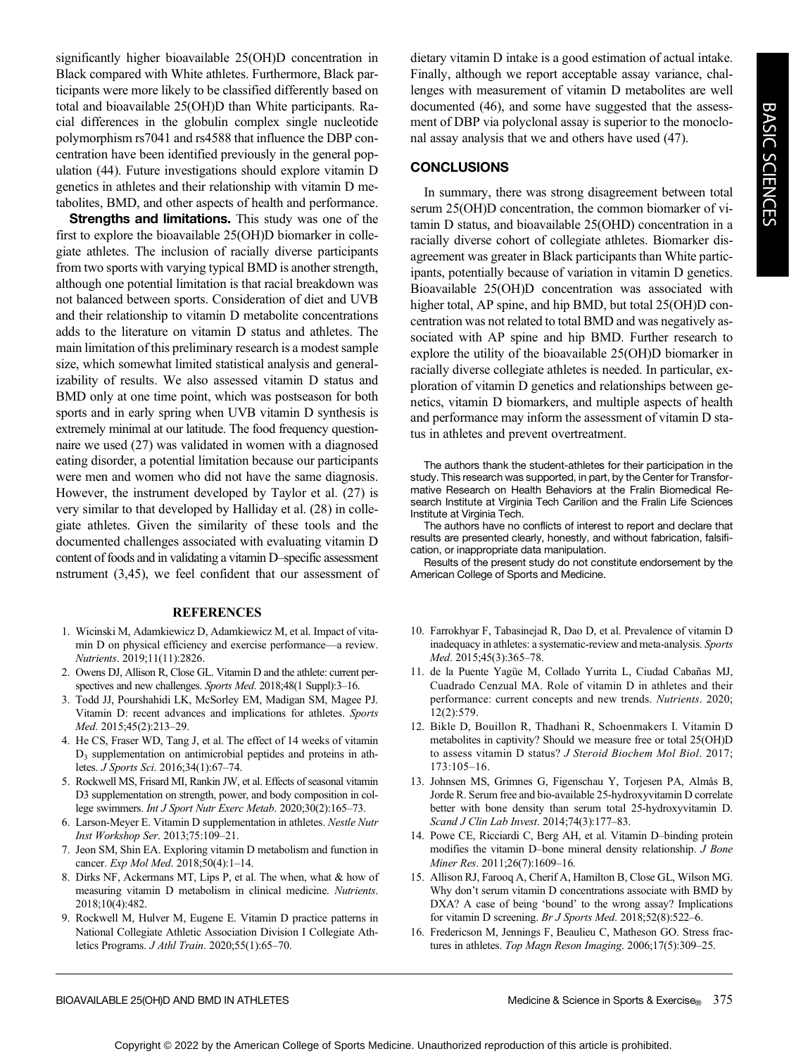significantly higher bioavailable 25(OH)D concentration in Black compared with White athletes. Furthermore, Black participants were more likely to be classified differently based on total and bioavailable 25(OH)D than White participants. Racial differences in the globulin complex single nucleotide polymorphism rs7041 and rs4588 that influence the DBP concentration have been identified previously in the general population (44). Future investigations should explore vitamin D genetics in athletes and their relationship with vitamin D metabolites, BMD, and other aspects of health and performance.

**Strengths and limitations.** This study was one of the first to explore the bioavailable 25(OH)D biomarker in collegiate athletes. The inclusion of racially diverse participants from two sports with varying typical BMD is another strength, although one potential limitation is that racial breakdown was not balanced between sports. Consideration of diet and UVB and their relationship to vitamin D metabolite concentrations adds to the literature on vitamin D status and athletes. The main limitation of this preliminary research is a modest sample size, which somewhat limited statistical analysis and generalizability of results. We also assessed vitamin D status and BMD only at one time point, which was postseason for both sports and in early spring when UVB vitamin D synthesis is extremely minimal at our latitude. The food frequency questionnaire we used (27) was validated in women with a diagnosed eating disorder, a potential limitation because our participants were men and women who did not have the same diagnosis. However, the instrument developed by Taylor et al. (27) is very similar to that developed by Halliday et al. (28) in collegiate athletes. Given the similarity of these tools and the documented challenges associated with evaluating vitamin D content of foods and in validating a vitamin D–specific assessment nstrument (3,45), we feel confident that our assessment of dietary vitamin D intake is a good estimation of actual intake. Finally, although we report acceptable assay variance, challenges with measurement of vitamin D metabolites are well documented (46), and some have suggested that the assessment of DBP via polyclonal assay is superior to the monoclonal assay analysis that we and others have used (47).

## CONCLUSIONS

In summary, there was strong disagreement between total serum 25(OH)D concentration, the common biomarker of vitamin D status, and bioavailable 25(OHD) concentration in a racially diverse cohort of collegiate athletes. Biomarker disagreement was greater in Black participants than White participants, potentially because of variation in vitamin D genetics. Bioavailable 25(OH)D concentration was associated with higher total, AP spine, and hip BMD, but total 25(OH)D concentration was not related to total BMD and was negatively associated with AP spine and hip BMD. Further research to explore the utility of the bioavailable 25(OH)D biomarker in racially diverse collegiate athletes is needed. In particular, exploration of vitamin D genetics and relationships between genetics, vitamin D biomarkers, and multiple aspects of health and performance may inform the assessment of vitamin D status in athletes and prevent overtreatment.

The authors thank the student-athletes for their participation in the study. This research was supported, in part, by the Center for Transformative Research on Health Behaviors at the Fralin Biomedical Research Institute at Virginia Tech Carilion and the Fralin Life Sciences Institute at Virginia Tech.

The authors have no conflicts of interest to report and declare that results are presented clearly, honestly, and without fabrication, falsification, or inappropriate data manipulation.

Results of the present study do not constitute endorsement by the American College of Sports and Medicine.

## REFERENCES

1. Wicinski M, Adamkiewicz D, Adamkiewicz M, et al. Impact of vitamin D on physical efficiency and exercise performance—a review. *Nutrients*. 2019;11(11):2826.
2. Owens DJ, Allison R, Close GL. Vitamin D and the athlete: current perspectives and new challenges. *Sports Med*. 2018;48(1 Suppl):3–16.
3. Todd JJ, Pourshahidi LK, McSorley EM, Madigan SM, Magee PJ. Vitamin D: recent advances and implications for athletes. *Sports Med*. 2015;45(2):213–29.
4. He CS, Fraser WD, Tang J, et al. The effect of 14 weeks of vitamin $D_3$ supplementation on antimicrobial peptides and proteins in athletes. *J Sports Sci*. 2016;34(1):67–74.
5. Rockwell MS, Frisard MI, Rankin JW, et al. Effects of seasonal vitamin D3 supplementation on strength, power, and body composition in college swimmers. *Int J Sport Nutr Exerc Metab*. 2020;30(2):165–73.
6. Larson-Meyer E. Vitamin D supplementation in athletes. *Nestle Nutr Inst Workshop Ser*. 2013;75:109–21.
7. Jeon SM, Shin EA. Exploring vitamin D metabolism and function in cancer. *Exp Mol Med*. 2018;50(4):1–14.
8. Dirks NF, Ackermans MT, Lips P, et al. The when, what & how of measuring vitamin D metabolism in clinical medicine. *Nutrients*. 2018;10(4):482.
9. Rockwell M, Hulver M, Eugene E. Vitamin D practice patterns in National Collegiate Athletic Association Division I Collegiate Athletics Programs. *J Athl Train*. 2020;55(1):65–70.
10. Farrokhyar F, Tabasinejad R, Dao D, et al. Prevalence of vitamin D inadequacy in athletes: a systematic-review and meta-analysis. *Sports Med*. 2015;45(3):365–78.
11. de la Puente Yagüe M, Collado Yurrita L, Ciudad Cabañas MJ, Cuadrado Cenzual MA. Role of vitamin D in athletes and their performance: current concepts and new trends. *Nutrients*. 2020; 12(2):579.
12. Bikle D, Bouillon R, Thadhani R, Schoenmakers I. Vitamin D metabolites in captivity? Should we measure free or total 25(OH)D to assess vitamin D status? *J Steroid Biochem Mol Biol*. 2017; 173:105–16.
13. Johnsen MS, Grimnes G, Figenschau Y, Torjesen PA, Almås B, Jorde R. Serum free and bio-available 25-hydroxyvitamin D correlate better with bone density than serum total 25-hydroxyvitamin D. *Scand J Clin Lab Invest*. 2014;74(3):177–83.
14. Powe CE, Ricciardi C, Berg AH, et al. Vitamin D–binding protein modifies the vitamin D–bone mineral density relationship. *J Bone Miner Res*. 2011;26(7):1609–16.
15. Allison RJ, Farooq A, Cherif A, Hamilton B, Close GL, Wilson MG. Why don't serum vitamin D concentrations associate with BMD by DXA? A case of being 'bound' to the wrong assay? Implications for vitamin D screening. *Br J Sports Med*. 2018;52(8):522–6.
16. Fredericson M, Jennings F, Beaulieu C, Matheson GO. Stress fractures in athletes. *Top Magn Reson Imaging*. 2006;17(5):309–25.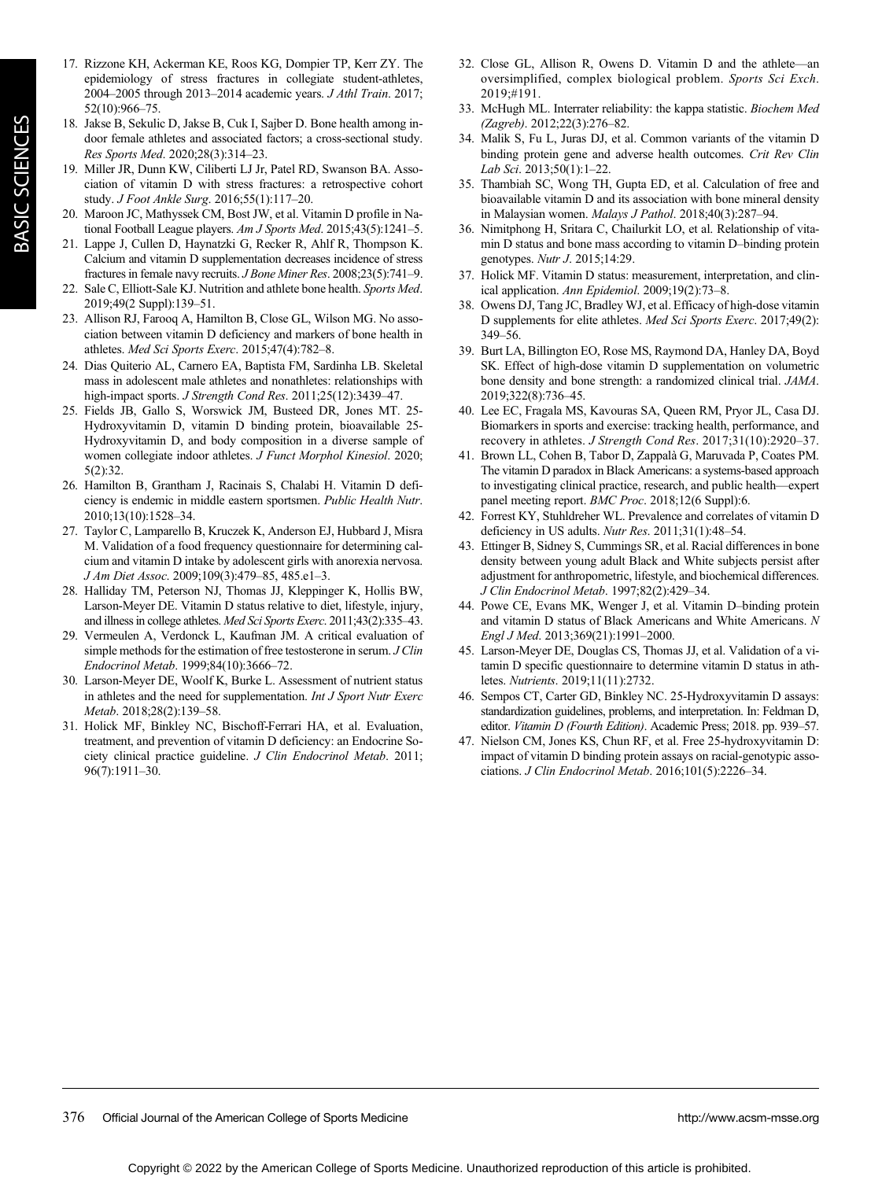17. Rizzone KH, Ackerman KE, Roos KG, Dompier TP, Kerr ZY. The epidemiology of stress fractures in collegiate student-athletes, 2004–2005 through 2013–2014 academic years. *J Athl Train*. 2017; 52(10):966–75.
18. Jakse B, Sekulic D, Jakse B, Cuk I, Sajber D. Bone health among indoor female athletes and associated factors; a cross-sectional study. *Res Sports Med*. 2020;28(3):314–23.
19. Miller JR, Dunn KW, Ciliberti LJ Jr, Patel RD, Swanson BA. Association of vitamin D with stress fractures: a retrospective cohort study. *J Foot Ankle Surg*. 2016;55(1):117–20.
20. Maroon JC, Mathyssek CM, Bost JW, et al. Vitamin D profile in National Football League players. *Am J Sports Med*. 2015;43(5):1241–5.
21. Lappe J, Cullen D, Haynatzki G, Recker R, Ahlf R, Thompson K. Calcium and vitamin D supplementation decreases incidence of stress fractures in female navy recruits. *J Bone Miner Res*. 2008;23(5):741–9.
22. Sale C, Elliott-Sale KJ. Nutrition and athlete bone health. *Sports Med*. 2019;49(2 Suppl):139–51.
23. Allison RJ, Farooq A, Hamilton B, Close GL, Wilson MG. No association between vitamin D deficiency and markers of bone health in athletes. *Med Sci Sports Exerc*. 2015;47(4):782–8.
24. Dias Quiterio AL, Carnero EA, Baptista FM, Sardinha LB. Skeletal mass in adolescent male athletes and nonathletes: relationships with high-impact sports. *J Strength Cond Res*. 2011;25(12):3439–47.
25. Fields JB, Gallo S, Worswick JM, Busteed DR, Jones MT. 25-Hydroxyvitamin D, vitamin D binding protein, bioavailable 25-Hydroxyvitamin D, and body composition in a diverse sample of women collegiate indoor athletes. *J Funct Morphol Kinesiol*. 2020; 5(2):32.
26. Hamilton B, Grantham J, Racinais S, Chalabi H. Vitamin D deficiency is endemic in middle eastern sportsmen. *Public Health Nutr*. 2010;13(10):1528–34.
27. Taylor C, Lamparello B, Kruczek K, Anderson EJ, Hubbard J, Misra M. Validation of a food frequency questionnaire for determining calcium and vitamin D intake by adolescent girls with anorexia nervosa. *J Am Diet Assoc*. 2009;109(3):479–85, 485.e1–3.
28. Halliday TM, Peterson NJ, Thomas JJ, Kleppinger K, Hollis BW, Larson-Meyer DE. Vitamin D status relative to diet, lifestyle, injury, and illness in college athletes. *Med Sci Sports Exerc*. 2011;43(2):335–43.
29. Vermeulen A, Verdonck L, Kaufman JM. A critical evaluation of simple methods for the estimation of free testosterone in serum. *J Clin Endocrinol Metab*. 1999;84(10):3666–72.
30. Larson-Meyer DE, Woolf K, Burke L. Assessment of nutrient status in athletes and the need for supplementation. *Int J Sport Nutr Exerc Metab*. 2018;28(2):139–58.
31. Holick MF, Binkley NC, Bischoff-Ferrari HA, et al. Evaluation, treatment, and prevention of vitamin D deficiency: an Endocrine Society clinical practice guideline. *J Clin Endocrinol Metab*. 2011; 96(7):1911–30.
32. Close GL, Allison R, Owens D. Vitamin D and the athlete—an oversimplified, complex biological problem. *Sports Sci Exch*. 2019;#191.
33. McHugh ML. Interrater reliability: the kappa statistic. *Biochem Med (Zagreb)*. 2012;22(3):276–82.
34. Malik S, Fu L, Juras DJ, et al. Common variants of the vitamin D binding protein gene and adverse health outcomes. *Crit Rev Clin Lab Sci*. 2013;50(1):1–22.
35. Thambiah SC, Wong TH, Gupta ED, et al. Calculation of free and bioavailable vitamin D and its association with bone mineral density in Malaysian women. *Malays J Pathol*. 2018;40(3):287–94.
36. Nimitphong H, Sritara C, Chailurkit LO, et al. Relationship of vitamin D status and bone mass according to vitamin D–binding protein genotypes. *Nutr J*. 2015;14:29.
37. Holick MF. Vitamin D status: measurement, interpretation, and clinical application. *Ann Epidemiol*. 2009;19(2):73–8.
38. Owens DJ, Tang JC, Bradley WJ, et al. Efficacy of high-dose vitamin D supplements for elite athletes. *Med Sci Sports Exerc*. 2017;49(2): 349–56.
39. Burt LA, Billington EO, Rose MS, Raymond DA, Hanley DA, Boyd SK. Effect of high-dose vitamin D supplementation on volumetric bone density and bone strength: a randomized clinical trial. *JAMA*. 2019;322(8):736–45.
40. Lee EC, Fragala MS, Kavouras SA, Queen RM, Pryor JL, Casa DJ. Biomarkers in sports and exercise: tracking health, performance, and recovery in athletes. *J Strength Cond Res*. 2017;31(10):2920–37.
41. Brown LL, Cohen B, Tabor D, Zappalà G, Maruvada P, Coates PM. The vitamin D paradox in Black Americans: a systems-based approach to investigating clinical practice, research, and public health—expert panel meeting report. *BMC Proc*. 2018;12(6 Suppl):6.
42. Forrest KY, Stuhldreher WL. Prevalence and correlates of vitamin D deficiency in US adults. *Nutr Res*. 2011;31(1):48–54.
43. Ettinger B, Sidney S, Cummings SR, et al. Racial differences in bone density between young adult Black and White subjects persist after adjustment for anthropometric, lifestyle, and biochemical differences. *J Clin Endocrinol Metab*. 1997;82(2):429–34.
44. Powe CE, Evans MK, Wenger J, et al. Vitamin D–binding protein and vitamin D status of Black Americans and White Americans. *N Engl J Med*. 2013;369(21):1991–2000.
45. Larson-Meyer DE, Douglas CS, Thomas JJ, et al. Validation of a vitamin D specific questionnaire to determine vitamin D status in athletes. *Nutrients*. 2019;11(11):2732.
46. Sempos CT, Carter GD, Binkley NC. 25-Hydroxyvitamin D assays: standardization guidelines, problems, and interpretation. In: Feldman D, editor. *Vitamin D (Fourth Edition)*. Academic Press; 2018. pp. 939–57.
47. Nielson CM, Jones KS, Chun RF, et al. Free 25-hydroxyvitamin D: impact of vitamin D binding protein assays on racial-genotypic associations. *J Clin Endocrinol Metab*. 2016;101(5):2226–34.